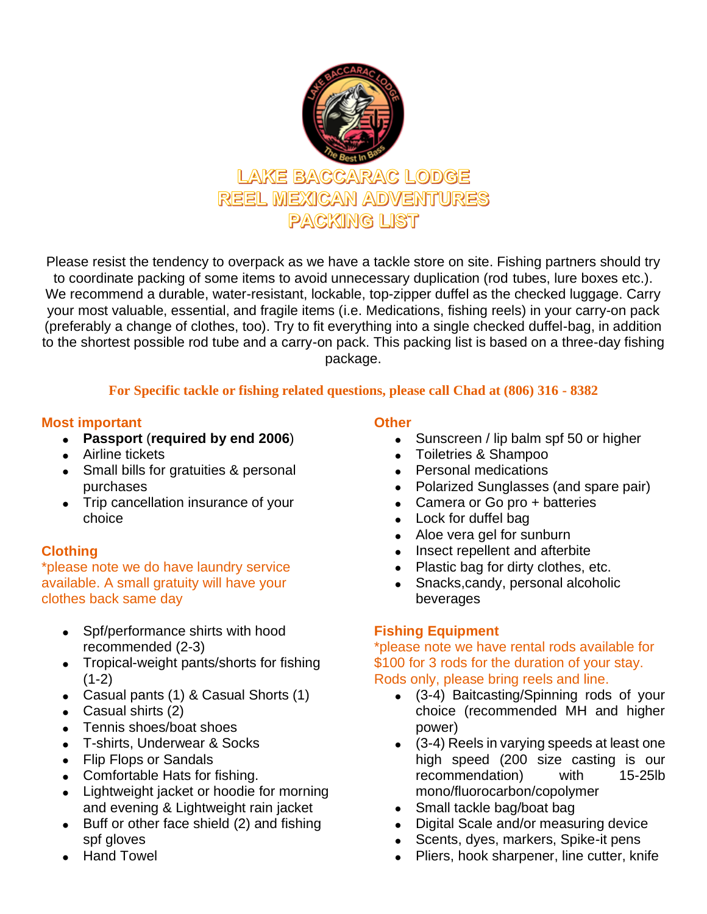# LAKE BACCARAC LODGE
# REEL MEXICAN ADVENTURES
# PACKING LIST

Please resist the tendency to overpack as we have a tackle store on site. Fishing partners should try to coordinate packing of some items to avoid unnecessary duplication (rod tubes, lure boxes etc.). We recommend a durable, water-resistant, lockable, top-zipper duffel as the checked luggage. Carry your most valuable, essential, and fragile items (i.e. Medications, fishing reels) in your carry-on pack (preferably a change of clothes, too). Try to fit everything into a single checked duffel-bag, in addition to the shortest possible rod tube and a carry-on pack. This packing list is based on a three-day fishing package.

**For Specific tackle or fishing related questions, please call Chad at (806) 316 - 8382**

## Most important

- **Passport** (**required by end 2006**)
- Airline tickets
- Small bills for gratuities & personal purchases
- Trip cancellation insurance of your choice

## Clothing

*please note we do have laundry service available. A small gratuity will have your clothes back same day

- Spf/performance shirts with hood recommended (2-3)
- Tropical-weight pants/shorts for fishing (1-2)
- Casual pants (1) & Casual Shorts (1)
- Casual shirts (2)
- Tennis shoes/boat shoes
- T-shirts, Underwear & Socks
- Flip Flops or Sandals
- Comfortable Hats for fishing.
- Lightweight jacket or hoodie for morning and evening & Lightweight rain jacket
- Buff or other face shield (2) and fishing spf gloves
- Hand Towel

## Other

- Sunscreen / lip balm spf 50 or higher
- Toiletries & Shampoo
- Personal medications
- Polarized Sunglasses (and spare pair)
- Camera or Go pro + batteries
- Lock for duffel bag
- Aloe vera gel for sunburn
- Insect repellent and afterbite
- Plastic bag for dirty clothes, etc.
- Snacks,candy, personal alcoholic beverages

## Fishing Equipment

*please note we have rental rods available for $100 for 3 rods for the duration of your stay. Rods only, please bring reels and line.

- (3-4) Baitcasting/Spinning rods of your choice (recommended MH and higher power)
- (3-4) Reels in varying speeds at least one high speed (200 size casting is our recommendation) with 15-25lb mono/fluorocarbon/copolymer
- Small tackle bag/boat bag
- Digital Scale and/or measuring device
- Scents, dyes, markers, Spike-it pens
- Pliers, hook sharpener, line cutter, knife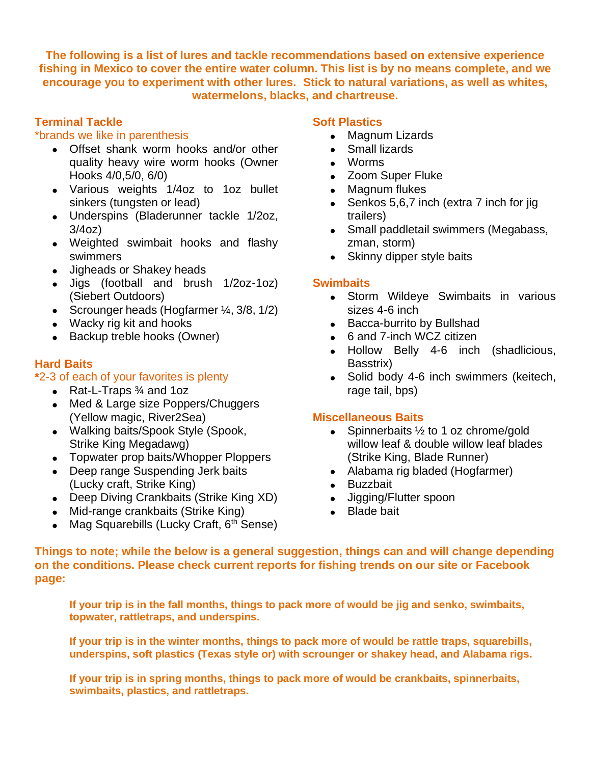**The following is a list of lures and tackle recommendations based on extensive experience fishing in Mexico to cover the entire water column. This list is by no means complete, and we encourage you to experiment with other lures. Stick to natural variations, as well as whites, watermelons, blacks, and chartreuse.**

## Terminal Tackle

*brands we like in parenthesis

- Offset shank worm hooks and/or other quality heavy wire worm hooks (Owner Hooks 4/0,5/0, 6/0)
- Various weights 1/4oz to 1oz bullet sinkers (tungsten or lead)
- Underspins (Bladerunner tackle 1/2oz, 3/4oz)
- Weighted swimbait hooks and flashy swimmers
- Jigheads or Shakey heads
- Jigs (football and brush 1/2oz-1oz) (Siebert Outdoors)
- Scrounger heads (Hogfarmer ¼, 3/8, 1/2)
- Wacky rig kit and hooks
- Backup treble hooks (Owner)

## Hard Baits

*2-3 of each of your favorites is plenty

- Rat-L-Traps ¾ and 1oz
- Med & Large size Poppers/Chuggers (Yellow magic, River2Sea)
- Walking baits/Spook Style (Spook, Strike King Megadawg)
- Topwater prop baits/Whopper Ploppers
- Deep range Suspending Jerk baits (Lucky craft, Strike King)
- Deep Diving Crankbaits (Strike King XD)
- Mid-range crankbaits (Strike King)
- Mag Squarebills (Lucky Craft, 6th Sense)

## Soft Plastics

- Magnum Lizards
- Small lizards
- Worms
- Zoom Super Fluke
- Magnum flukes
- Senkos 5,6,7 inch (extra 7 inch for jig trailers)
- Small paddletail swimmers (Megabass, zman, storm)
- Skinny dipper style baits

## Swimbaits

- Storm Wildeye Swimbaits in various sizes 4-6 inch
- Bacca-burrito by Bullshad
- 6 and 7-inch WCZ citizen
- Hollow Belly 4-6 inch (shadlicious, Basstrix)
- Solid body 4-6 inch swimmers (keitech, rage tail, bps)

## Miscellaneous Baits

- Spinnerbaits ½ to 1 oz chrome/gold willow leaf & double willow leaf blades (Strike King, Blade Runner)
- Alabama rig bladed (Hogfarmer)
- Buzzbait
- Jigging/Flutter spoon
- Blade bait

**Things to note; while the below is a general suggestion, things can and will change depending on the conditions. Please check current reports for fishing trends on our site or Facebook page:**

> **If your trip is in the fall months, things to pack more of would be jig and senko, swimbaits, topwater, rattletraps, and underspins.**
>
> **If your trip is in the winter months, things to pack more of would be rattle traps, squarebills, underspins, soft plastics (Texas style or) with scrounger or shakey head, and Alabama rigs.**
>
> **If your trip is in spring months, things to pack more of would be crankbaits, spinnerbaits, swimbaits, plastics, and rattletraps.**